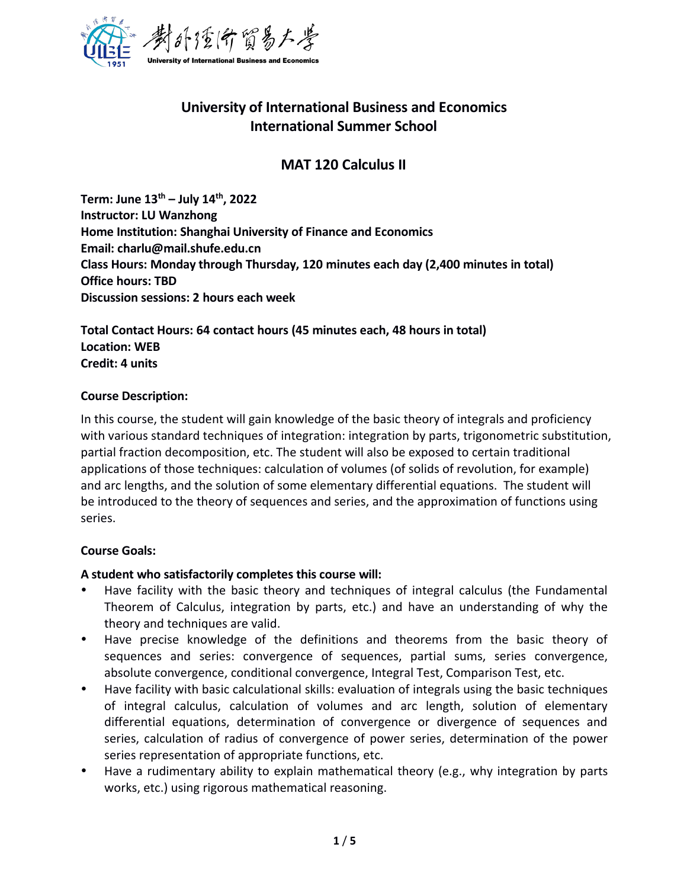# University of International Business and Economics
# International Summer School

## MAT 120 Calculus II

**Term: June 13th – July 14th, 2022**
**Instructor: LU Wanzhong**
**Home Institution: Shanghai University of Finance and Economics**
**Email: charlu@mail.shufe.edu.cn**
**Class Hours: Monday through Thursday, 120 minutes each day (2,400 minutes in total)**
**Office hours: TBD**
**Discussion sessions: 2 hours each week**

**Total Contact Hours: 64 contact hours (45 minutes each, 48 hours in total)**
**Location: WEB**
**Credit: 4 units**

**Course Description:**

In this course, the student will gain knowledge of the basic theory of integrals and proficiency with various standard techniques of integration: integration by parts, trigonometric substitution, partial fraction decomposition, etc. The student will also be exposed to certain traditional applications of those techniques: calculation of volumes (of solids of revolution, for example) and arc lengths, and the solution of some elementary differential equations. The student will be introduced to the theory of sequences and series, and the approximation of functions using series.

**Course Goals:**

**A student who satisfactorily completes this course will:**

- Have facility with the basic theory and techniques of integral calculus (the Fundamental Theorem of Calculus, integration by parts, etc.) and have an understanding of why the theory and techniques are valid.
- Have precise knowledge of the definitions and theorems from the basic theory of sequences and series: convergence of sequences, partial sums, series convergence, absolute convergence, conditional convergence, Integral Test, Comparison Test, etc.
- Have facility with basic calculational skills: evaluation of integrals using the basic techniques of integral calculus, calculation of volumes and arc length, solution of elementary differential equations, determination of convergence or divergence of sequences and series, calculation of radius of convergence of power series, determination of the power series representation of appropriate functions, etc.
- Have a rudimentary ability to explain mathematical theory (e.g., why integration by parts works, etc.) using rigorous mathematical reasoning.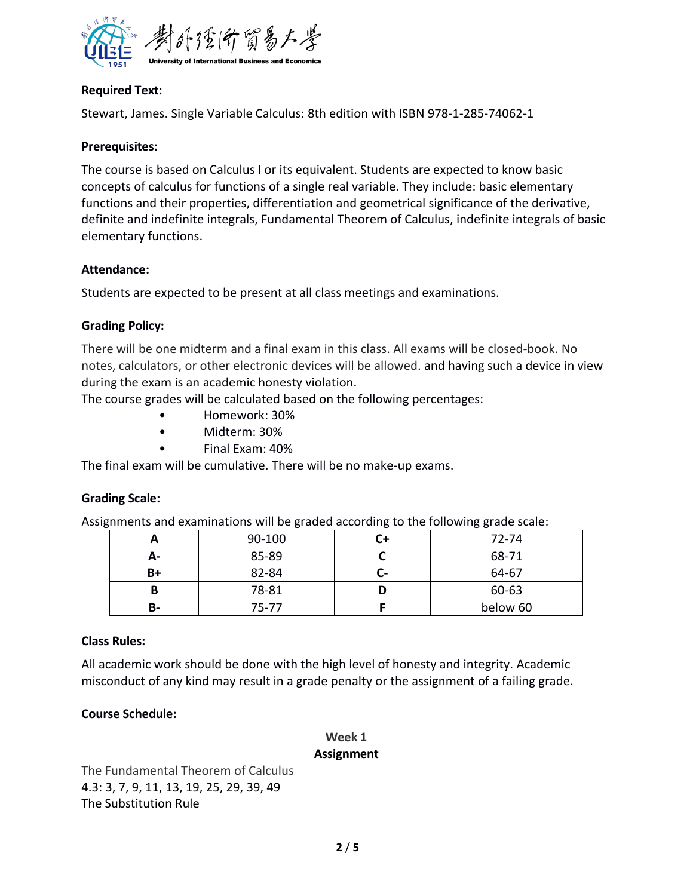**Required Text:**

Stewart, James. Single Variable Calculus: 8th edition with ISBN 978-1-285-74062-1

**Prerequisites:**

The course is based on Calculus I or its equivalent. Students are expected to know basic concepts of calculus for functions of a single real variable. They include: basic elementary functions and their properties, differentiation and geometrical significance of the derivative, definite and indefinite integrals, Fundamental Theorem of Calculus, indefinite integrals of basic elementary functions.

**Attendance:**

Students are expected to be present at all class meetings and examinations.

**Grading Policy:**

There will be one midterm and a final exam in this class. All exams will be closed-book. No notes, calculators, or other electronic devices will be allowed. and having such a device in view during the exam is an academic honesty violation.

The course grades will be calculated based on the following percentages:

- Homework: 30%
- Midterm: 30%
- Final Exam: 40%

The final exam will be cumulative. There will be no make-up exams.

**Grading Scale:**

Assignments and examinations will be graded according to the following grade scale:

| A | 90-100 | C+ | 72-74 |
|---|---|---|---|
| A- | 85-89 | C | 68-71 |
| B+ | 82-84 | C- | 64-67 |
| B | 78-81 | D | 60-63 |
| B- | 75-77 | F | below 60 |

**Class Rules:**

All academic work should be done with the high level of honesty and integrity. Academic misconduct of any kind may result in a grade penalty or the assignment of a failing grade.

**Course Schedule:**

**Week 1**

**Assignment**

The Fundamental Theorem of Calculus
4.3: 3, 7, 9, 11, 13, 19, 25, 29, 39, 49
The Substitution Rule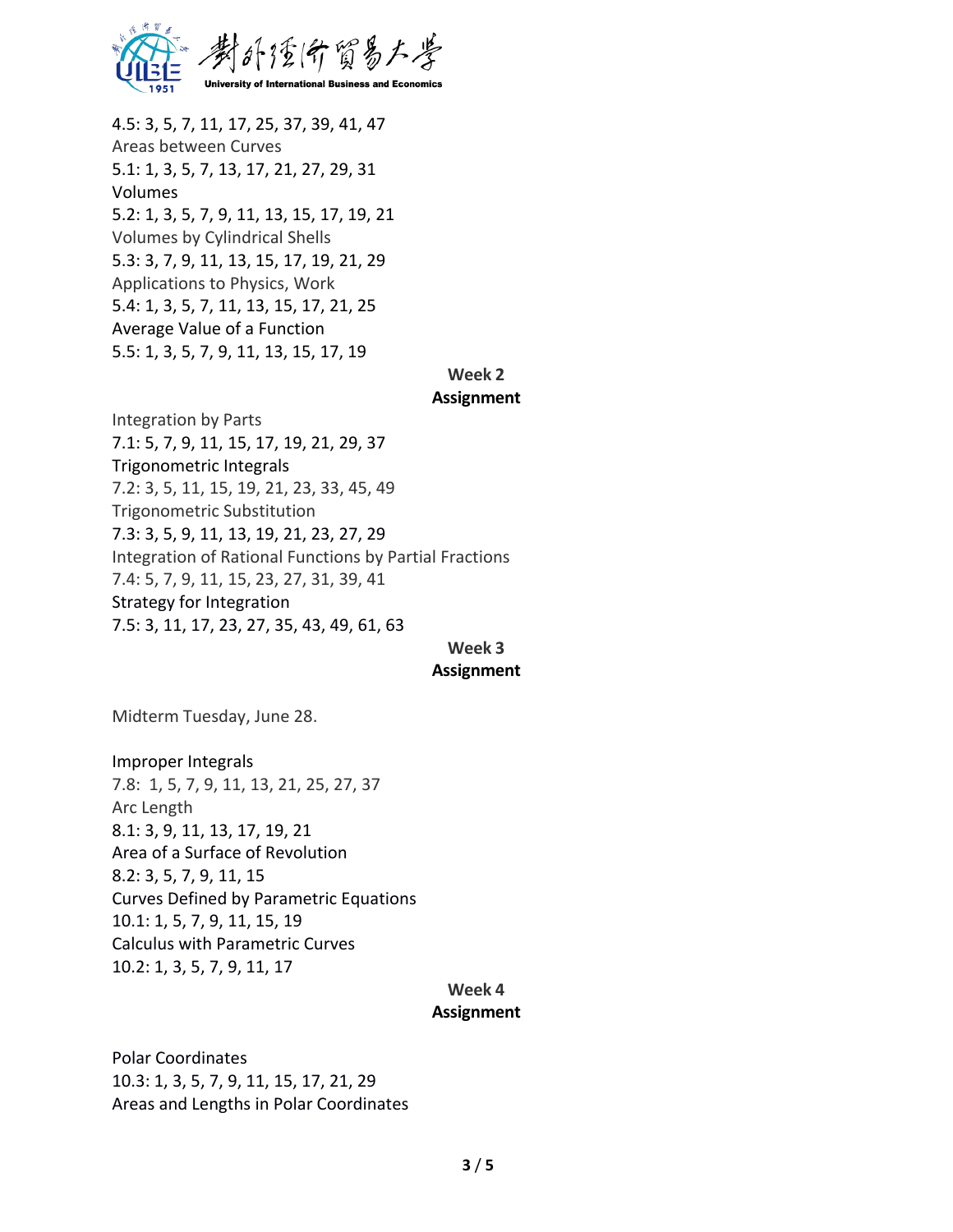4.5: 3, 5, 7, 11, 17, 25, 37, 39, 41, 47

Areas between Curves

5.1: 1, 3, 5, 7, 13, 17, 21, 27, 29, 31

Volumes

5.2: 1, 3, 5, 7, 9, 11, 13, 15, 17, 19, 21

Volumes by Cylindrical Shells

5.3: 3, 7, 9, 11, 13, 15, 17, 19, 21, 29

Applications to Physics, Work

5.4: 1, 3, 5, 7, 11, 13, 15, 17, 21, 25

Average Value of a Function

5.5: 1, 3, 5, 7, 9, 11, 13, 15, 17, 19

**Week 2**

**Assignment**

Integration by Parts

7.1: 5, 7, 9, 11, 15, 17, 19, 21, 29, 37

Trigonometric Integrals

7.2: 3, 5, 11, 15, 19, 21, 23, 33, 45, 49

Trigonometric Substitution

7.3: 3, 5, 9, 11, 13, 19, 21, 23, 27, 29

Integration of Rational Functions by Partial Fractions

7.4: 5, 7, 9, 11, 15, 23, 27, 31, 39, 41

Strategy for Integration

7.5: 3, 11, 17, 23, 27, 35, 43, 49, 61, 63

**Week 3**

**Assignment**

Midterm Tuesday, June 28.

Improper Integrals

7.8: 1, 5, 7, 9, 11, 13, 21, 25, 27, 37

Arc Length

8.1: 3, 9, 11, 13, 17, 19, 21

Area of a Surface of Revolution

8.2: 3, 5, 7, 9, 11, 15

Curves Defined by Parametric Equations

10.1: 1, 5, 7, 9, 11, 15, 19

Calculus with Parametric Curves

10.2: 1, 3, 5, 7, 9, 11, 17

**Week 4**

**Assignment**

Polar Coordinates

10.3: 1, 3, 5, 7, 9, 11, 15, 17, 21, 29

Areas and Lengths in Polar Coordinates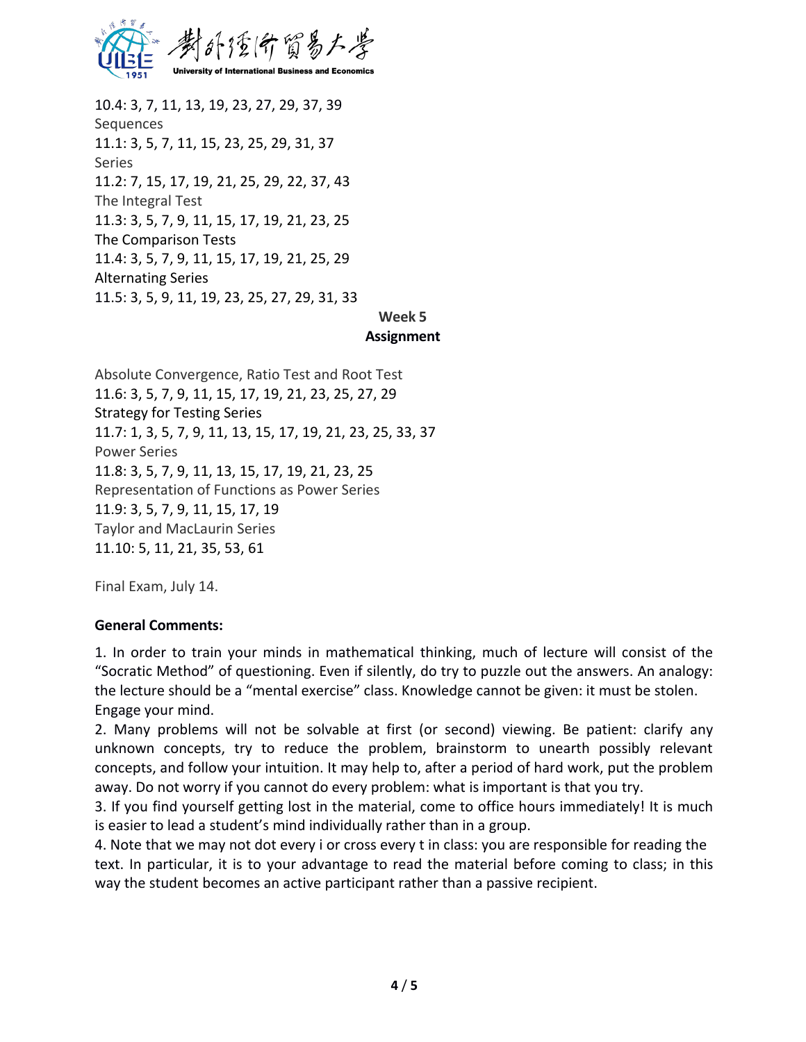10.4: 3, 7, 11, 13, 19, 23, 27, 29, 37, 39

Sequences

11.1: 3, 5, 7, 11, 15, 23, 25, 29, 31, 37

Series

11.2: 7, 15, 17, 19, 21, 25, 29, 22, 37, 43

The Integral Test

11.3: 3, 5, 7, 9, 11, 15, 17, 19, 21, 23, 25

The Comparison Tests

11.4: 3, 5, 7, 9, 11, 15, 17, 19, 21, 25, 29

Alternating Series

11.5: 3, 5, 9, 11, 19, 23, 25, 27, 29, 31, 33

**Week 5**

**Assignment**

Absolute Convergence, Ratio Test and Root Test

11.6: 3, 5, 7, 9, 11, 15, 17, 19, 21, 23, 25, 27, 29

Strategy for Testing Series

11.7: 1, 3, 5, 7, 9, 11, 13, 15, 17, 19, 21, 23, 25, 33, 37

Power Series

11.8: 3, 5, 7, 9, 11, 13, 15, 17, 19, 21, 23, 25

Representation of Functions as Power Series

11.9: 3, 5, 7, 9, 11, 15, 17, 19

Taylor and MacLaurin Series

11.10: 5, 11, 21, 35, 53, 61

Final Exam, July 14.

**General Comments:**

1. In order to train your minds in mathematical thinking, much of lecture will consist of the "Socratic Method" of questioning. Even if silently, do try to puzzle out the answers. An analogy: the lecture should be a "mental exercise" class. Knowledge cannot be given: it must be stolen. Engage your mind.
2. Many problems will not be solvable at first (or second) viewing. Be patient: clarify any unknown concepts, try to reduce the problem, brainstorm to unearth possibly relevant concepts, and follow your intuition. It may help to, after a period of hard work, put the problem away. Do not worry if you cannot do every problem: what is important is that you try.
3. If you find yourself getting lost in the material, come to office hours immediately! It is much is easier to lead a student's mind individually rather than in a group.
4. Note that we may not dot every i or cross every t in class: you are responsible for reading the text. In particular, it is to your advantage to read the material before coming to class; in this way the student becomes an active participant rather than a passive recipient.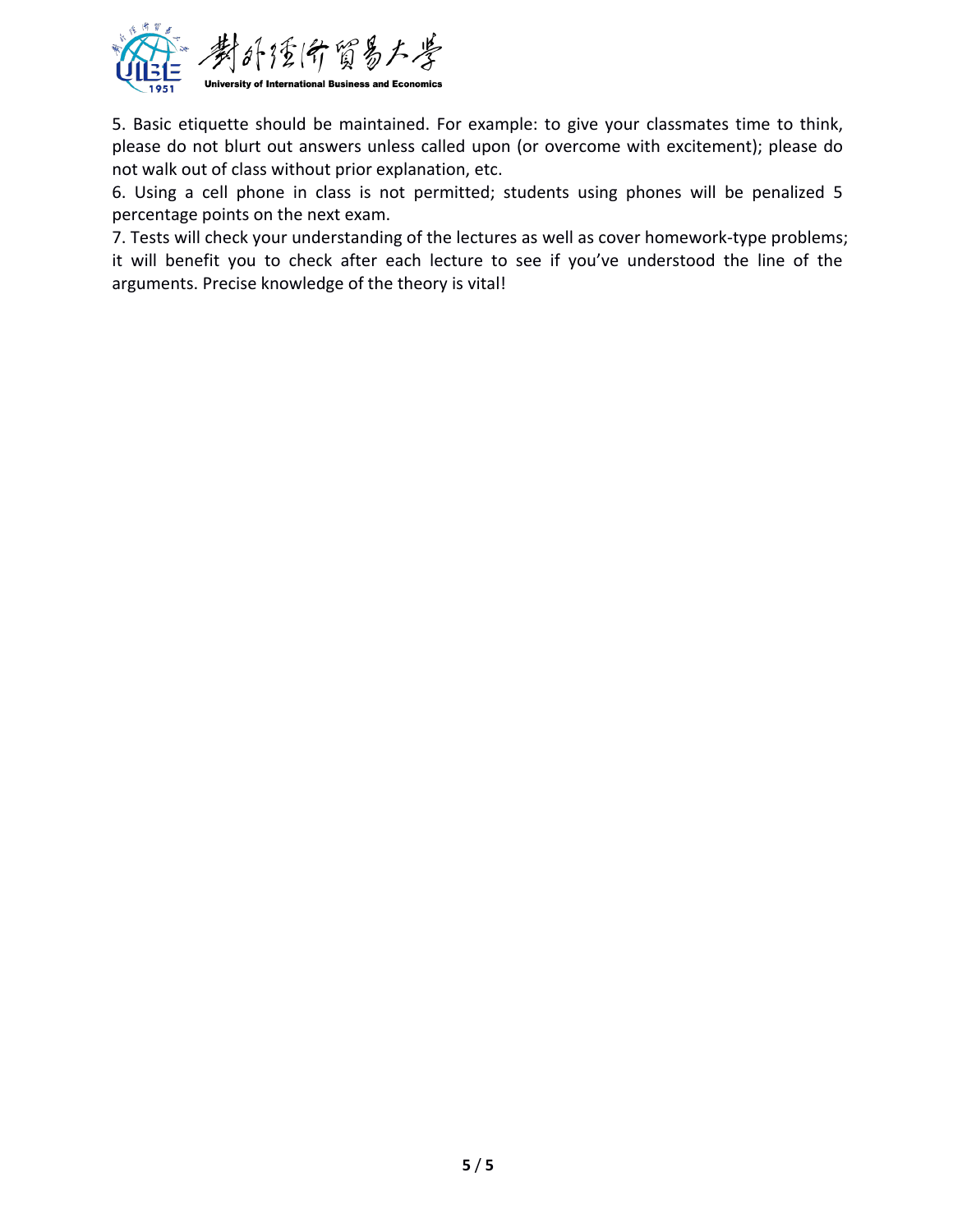5. Basic etiquette should be maintained. For example: to give your classmates time to think, please do not blurt out answers unless called upon (or overcome with excitement); please do not walk out of class without prior explanation, etc.

6. Using a cell phone in class is not permitted; students using phones will be penalized 5 percentage points on the next exam.

7. Tests will check your understanding of the lectures as well as cover homework-type problems; it will benefit you to check after each lecture to see if you've understood the line of the arguments. Precise knowledge of the theory is vital!